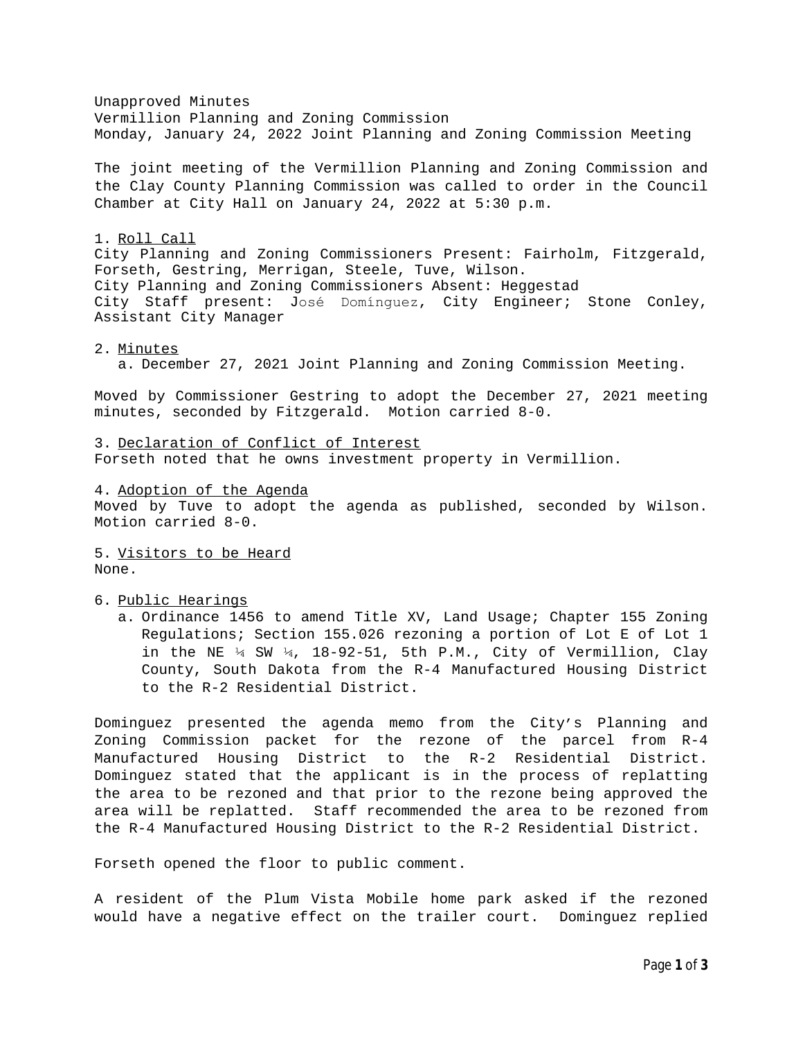Unapproved Minutes
Vermillion Planning and Zoning Commission
Monday, January 24, 2022 Joint Planning and Zoning Commission Meeting

The joint meeting of the Vermillion Planning and Zoning Commission and the Clay County Planning Commission was called to order in the Council Chamber at City Hall on January 24, 2022 at 5:30 p.m.

1. Roll Call

City Planning and Zoning Commissioners Present: Fairholm, Fitzgerald, Forseth, Gestring, Merrigan, Steele, Tuve, Wilson.
City Planning and Zoning Commissioners Absent: Heggestad
City Staff present: José Domínguez, City Engineer; Stone Conley, Assistant City Manager

2. Minutes
   a. December 27, 2021 Joint Planning and Zoning Commission Meeting.

Moved by Commissioner Gestring to adopt the December 27, 2021 meeting minutes, seconded by Fitzgerald. Motion carried 8-0.

3. Declaration of Conflict of Interest

Forseth noted that he owns investment property in Vermillion.

4. Adoption of the Agenda

Moved by Tuve to adopt the agenda as published, seconded by Wilson. Motion carried 8-0.

5. Visitors to be Heard

None.

6. Public Hearings
   a. Ordinance 1456 to amend Title XV, Land Usage; Chapter 155 Zoning Regulations; Section 155.026 rezoning a portion of Lot E of Lot 1 in the NE ¼ SW ¼, 18-92-51, 5th P.M., City of Vermillion, Clay County, South Dakota from the R-4 Manufactured Housing District to the R-2 Residential District.

Dominguez presented the agenda memo from the City's Planning and Zoning Commission packet for the rezone of the parcel from R-4 Manufactured Housing District to the R-2 Residential District. Dominguez stated that the applicant is in the process of replatting the area to be rezoned and that prior to the rezone being approved the area will be replatted. Staff recommended the area to be rezoned from the R-4 Manufactured Housing District to the R-2 Residential District.

Forseth opened the floor to public comment.

A resident of the Plum Vista Mobile home park asked if the rezoned would have a negative effect on the trailer court. Dominguez replied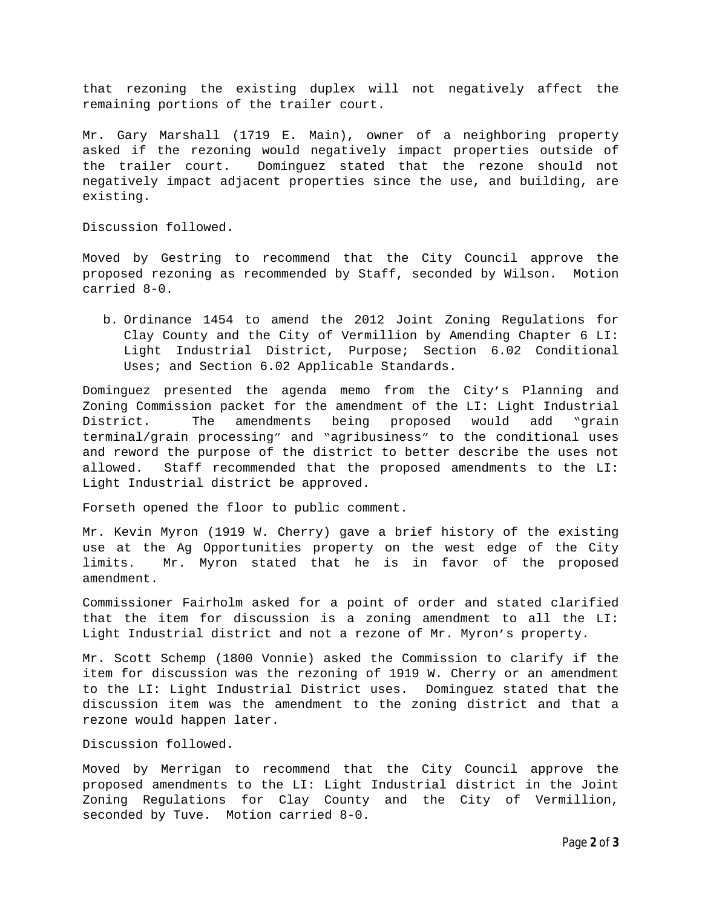that rezoning the existing duplex will not negatively affect the remaining portions of the trailer court.

Mr. Gary Marshall (1719 E. Main), owner of a neighboring property asked if the rezoning would negatively impact properties outside of the trailer court. Dominguez stated that the rezone should not negatively impact adjacent properties since the use, and building, are existing.

Discussion followed.

Moved by Gestring to recommend that the City Council approve the proposed rezoning as recommended by Staff, seconded by Wilson. Motion carried 8-0.

b. Ordinance 1454 to amend the 2012 Joint Zoning Regulations for Clay County and the City of Vermillion by Amending Chapter 6 LI: Light Industrial District, Purpose; Section 6.02 Conditional Uses; and Section 6.02 Applicable Standards.

Dominguez presented the agenda memo from the City's Planning and Zoning Commission packet for the amendment of the LI: Light Industrial District. The amendments being proposed would add "grain terminal/grain processing" and "agribusiness" to the conditional uses and reword the purpose of the district to better describe the uses not allowed. Staff recommended that the proposed amendments to the LI: Light Industrial district be approved.

Forseth opened the floor to public comment.

Mr. Kevin Myron (1919 W. Cherry) gave a brief history of the existing use at the Ag Opportunities property on the west edge of the City limits. Mr. Myron stated that he is in favor of the proposed amendment.

Commissioner Fairholm asked for a point of order and stated clarified that the item for discussion is a zoning amendment to all the LI: Light Industrial district and not a rezone of Mr. Myron's property.

Mr. Scott Schemp (1800 Vonnie) asked the Commission to clarify if the item for discussion was the rezoning of 1919 W. Cherry or an amendment to the LI: Light Industrial District uses. Dominguez stated that the discussion item was the amendment to the zoning district and that a rezone would happen later.

Discussion followed.

Moved by Merrigan to recommend that the City Council approve the proposed amendments to the LI: Light Industrial district in the Joint Zoning Regulations for Clay County and the City of Vermillion, seconded by Tuve. Motion carried 8-0.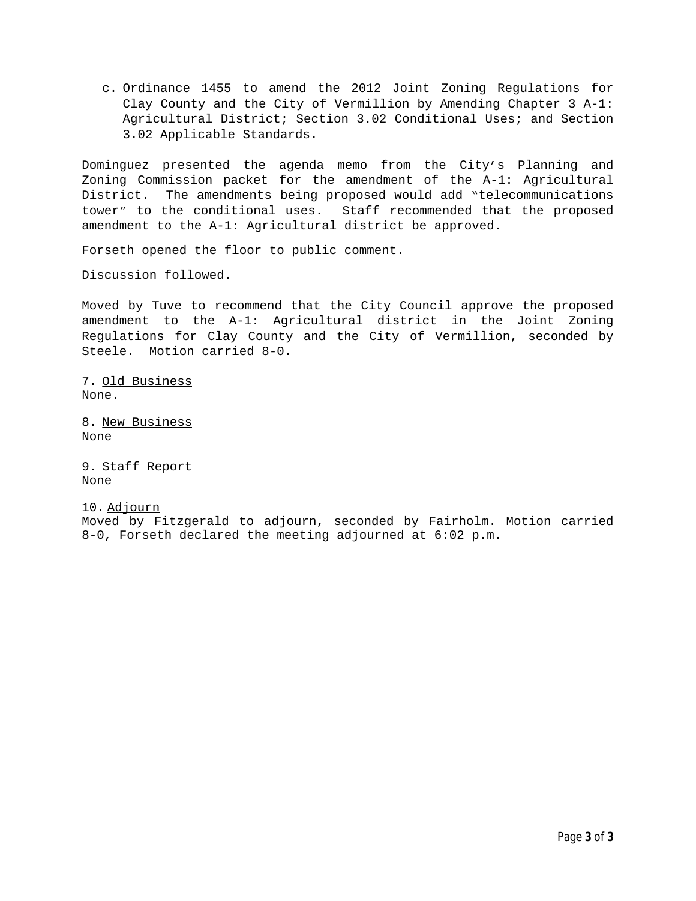c. Ordinance 1455 to amend the 2012 Joint Zoning Regulations for Clay County and the City of Vermillion by Amending Chapter 3 A-1: Agricultural District; Section 3.02 Conditional Uses; and Section 3.02 Applicable Standards.

Dominguez presented the agenda memo from the City's Planning and Zoning Commission packet for the amendment of the A-1: Agricultural District. The amendments being proposed would add "telecommunications tower" to the conditional uses. Staff recommended that the proposed amendment to the A-1: Agricultural district be approved.

Forseth opened the floor to public comment.

Discussion followed.

Moved by Tuve to recommend that the City Council approve the proposed amendment to the A-1: Agricultural district in the Joint Zoning Regulations for Clay County and the City of Vermillion, seconded by Steele. Motion carried 8-0.

7. Old Business
None.

8. New Business
None

9. Staff Report
None

10. Adjourn
Moved by Fitzgerald to adjourn, seconded by Fairholm. Motion carried 8-0, Forseth declared the meeting adjourned at 6:02 p.m.